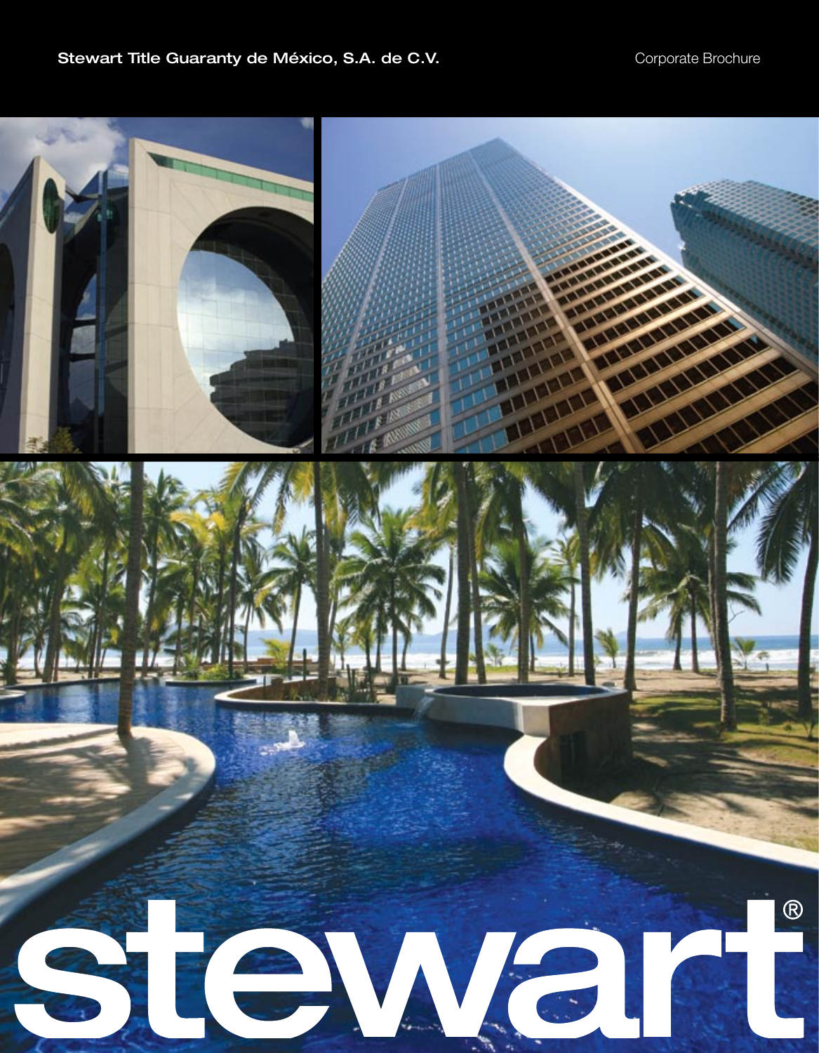**Stewart Title Guaranty de México, S.A. de C.V.**

Corporate Brochure

# stewart®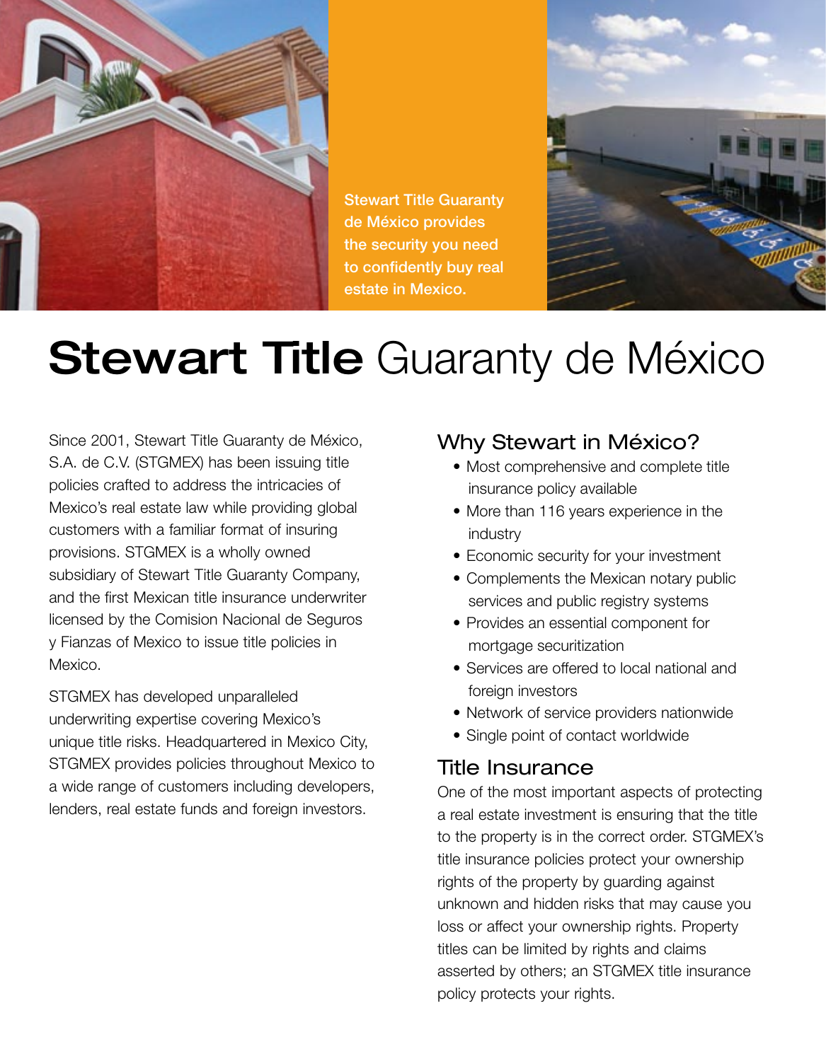Stewart Title Guaranty de México provides the security you need to confidently buy real estate in Mexico.

# **Stewart Title** Guaranty de México

Since 2001, Stewart Title Guaranty de México, S.A. de C.V. (STGMEX) has been issuing title policies crafted to address the intricacies of Mexico's real estate law while providing global customers with a familiar format of insuring provisions. STGMEX is a wholly owned subsidiary of Stewart Title Guaranty Company, and the first Mexican title insurance underwriter licensed by the Comision Nacional de Seguros y Fianzas of Mexico to issue title policies in Mexico.

STGMEX has developed unparalleled underwriting expertise covering Mexico's unique title risks. Headquartered in Mexico City, STGMEX provides policies throughout Mexico to a wide range of customers including developers, lenders, real estate funds and foreign investors.

## Why Stewart in México?

- Most comprehensive and complete title insurance policy available
- More than 116 years experience in the industry
- Economic security for your investment
- Complements the Mexican notary public services and public registry systems
- Provides an essential component for mortgage securitization
- Services are offered to local national and foreign investors
- Network of service providers nationwide
- Single point of contact worldwide

## Title Insurance

One of the most important aspects of protecting a real estate investment is ensuring that the title to the property is in the correct order. STGMEX's title insurance policies protect your ownership rights of the property by guarding against unknown and hidden risks that may cause you loss or affect your ownership rights. Property titles can be limited by rights and claims asserted by others; an STGMEX title insurance policy protects your rights.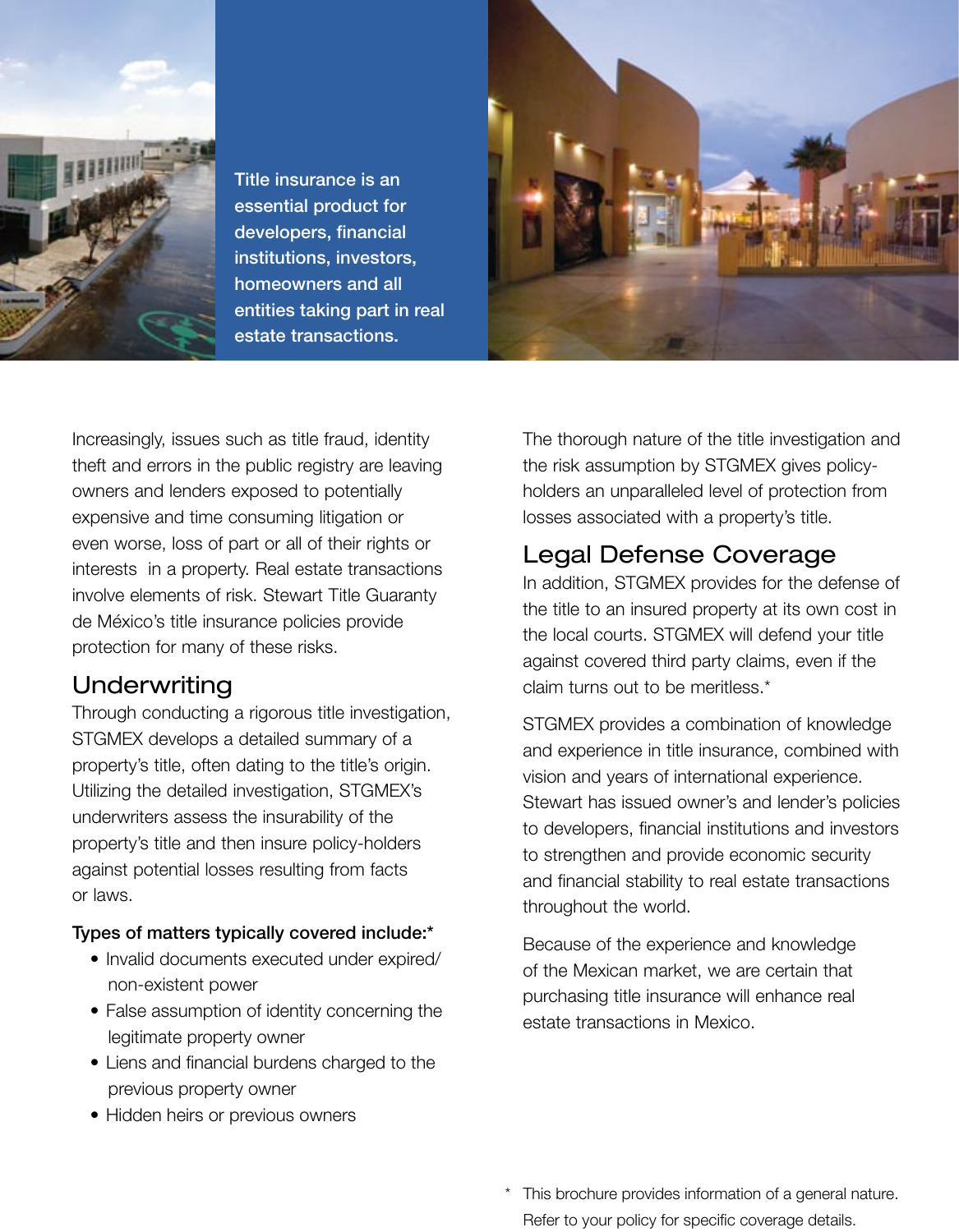Title insurance is an essential product for developers, financial institutions, investors, homeowners and all entities taking part in real estate transactions.

Increasingly, issues such as title fraud, identity theft and errors in the public registry are leaving owners and lenders exposed to potentially expensive and time consuming litigation or even worse, loss of part or all of their rights or interests in a property. Real estate transactions involve elements of risk. Stewart Title Guaranty de México's title insurance policies provide protection for many of these risks.

## Underwriting

Through conducting a rigorous title investigation, STGMEX develops a detailed summary of a property's title, often dating to the title's origin. Utilizing the detailed investigation, STGMEX's underwriters assess the insurability of the property's title and then insure policy-holders against potential losses resulting from facts or laws.

**Types of matters typically covered include:***

- Invalid documents executed under expired/non-existent power
- False assumption of identity concerning the legitimate property owner
- Liens and financial burdens charged to the previous property owner
- Hidden heirs or previous owners

The thorough nature of the title investigation and the risk assumption by STGMEX gives policy-holders an unparalleled level of protection from losses associated with a property's title.

## Legal Defense Coverage

In addition, STGMEX provides for the defense of the title to an insured property at its own cost in the local courts. STGMEX will defend your title against covered third party claims, even if the claim turns out to be meritless.*

STGMEX provides a combination of knowledge and experience in title insurance, combined with vision and years of international experience. Stewart has issued owner's and lender's policies to developers, financial institutions and investors to strengthen and provide economic security and financial stability to real estate transactions throughout the world.

Because of the experience and knowledge of the Mexican market, we are certain that purchasing title insurance will enhance real estate transactions in Mexico.

* This brochure provides information of a general nature. Refer to your policy for specific coverage details.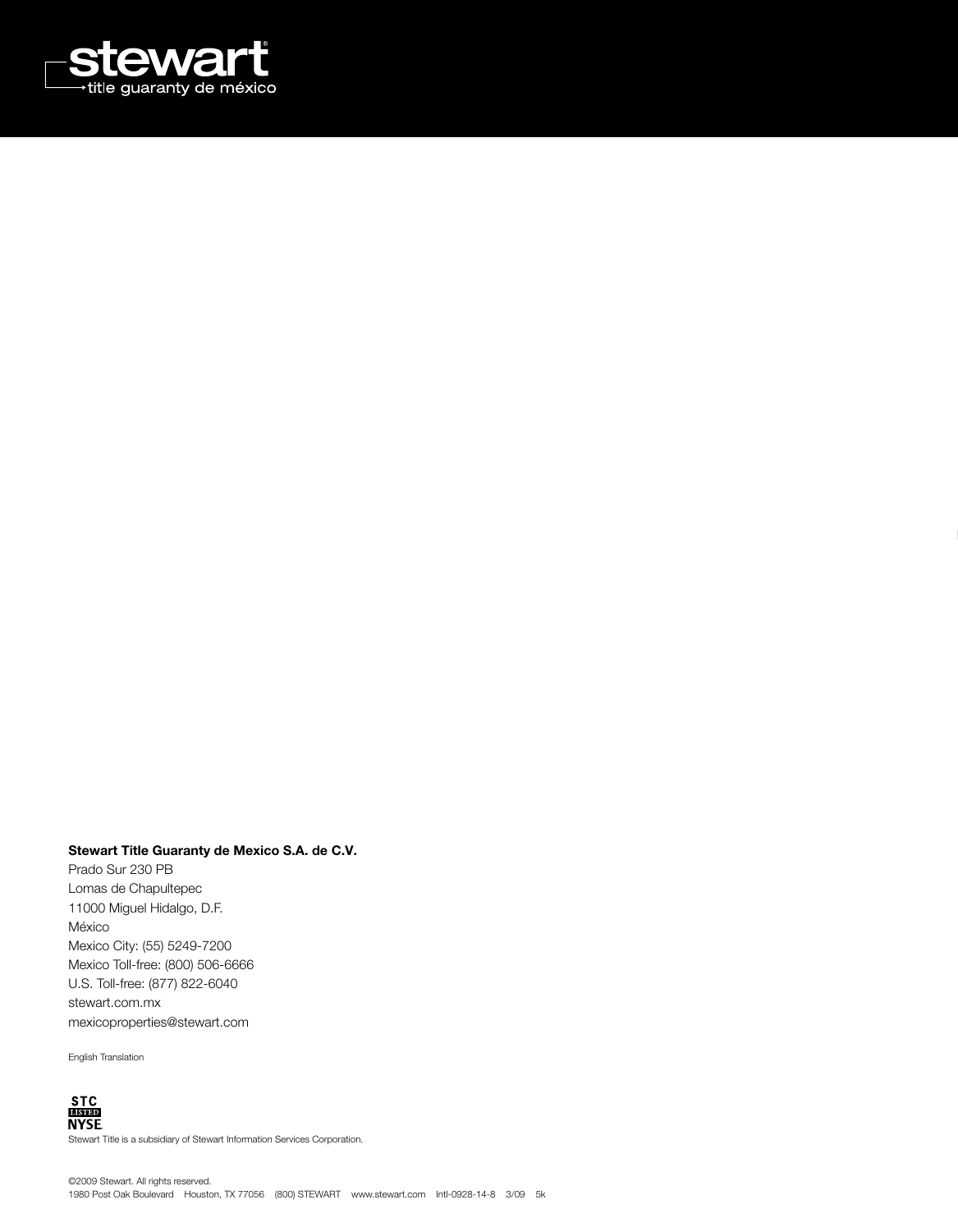stewart®
title guaranty de méxico

**Stewart Title Guaranty de Mexico S.A. de C.V.**
Prado Sur 230 PB
Lomas de Chapultepec
11000 Miguel Hidalgo, D.F.
México
Mexico City: (55) 5249-7200
Mexico Toll-free: (800) 506-6666
U.S. Toll-free: (877) 822-6040
stewart.com.mx
mexicoproperties@stewart.com

English Translation

STC
LISTED
NYSE

Stewart Title is a subsidiary of Stewart Information Services Corporation.

©2009 Stewart. All rights reserved.
1980 Post Oak Boulevard Houston, TX 77056 (800) STEWART www.stewart.com Intl-0928-14-8 3/09 5k